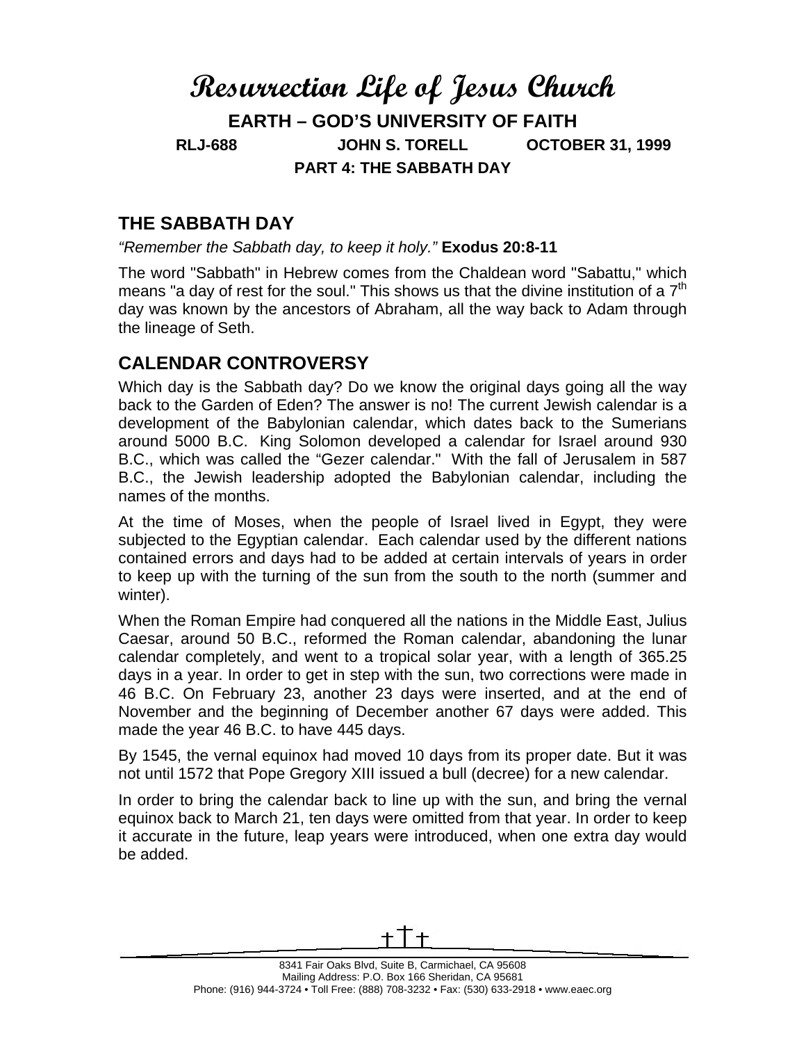# Resurrection Life of Jesus Church

**EARTH – GOD'S UNIVERSITY OF FAITH**

**RLJ-688 JOHN S. TORELL OCTOBER 31, 1999**

**PART 4: THE SABBATH DAY**

## THE SABBATH DAY

*"Remember the Sabbath day, to keep it holy."* **Exodus 20:8-11**

The word "Sabbath" in Hebrew comes from the Chaldean word "Sabattu," which means "a day of rest for the soul." This shows us that the divine institution of a 7th day was known by the ancestors of Abraham, all the way back to Adam through the lineage of Seth.

## CALENDAR CONTROVERSY

Which day is the Sabbath day? Do we know the original days going all the way back to the Garden of Eden? The answer is no! The current Jewish calendar is a development of the Babylonian calendar, which dates back to the Sumerians around 5000 B.C. King Solomon developed a calendar for Israel around 930 B.C., which was called the "Gezer calendar." With the fall of Jerusalem in 587 B.C., the Jewish leadership adopted the Babylonian calendar, including the names of the months.

At the time of Moses, when the people of Israel lived in Egypt, they were subjected to the Egyptian calendar. Each calendar used by the different nations contained errors and days had to be added at certain intervals of years in order to keep up with the turning of the sun from the south to the north (summer and winter).

When the Roman Empire had conquered all the nations in the Middle East, Julius Caesar, around 50 B.C., reformed the Roman calendar, abandoning the lunar calendar completely, and went to a tropical solar year, with a length of 365.25 days in a year. In order to get in step with the sun, two corrections were made in 46 B.C. On February 23, another 23 days were inserted, and at the end of November and the beginning of December another 67 days were added. This made the year 46 B.C. to have 445 days.

By 1545, the vernal equinox had moved 10 days from its proper date. But it was not until 1572 that Pope Gregory XIII issued a bull (decree) for a new calendar.

In order to bring the calendar back to line up with the sun, and bring the vernal equinox back to March 21, ten days were omitted from that year. In order to keep it accurate in the future, leap years were introduced, when one extra day would be added.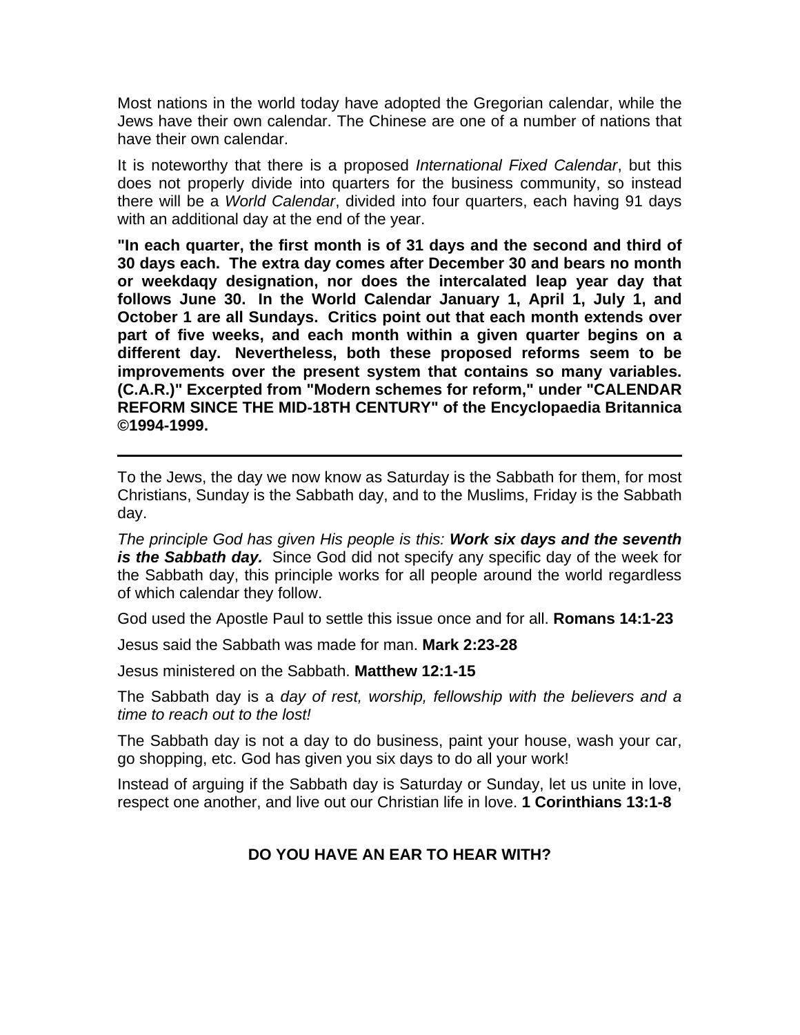Most nations in the world today have adopted the Gregorian calendar, while the Jews have their own calendar. The Chinese are one of a number of nations that have their own calendar.

It is noteworthy that there is a proposed *International Fixed Calendar*, but this does not properly divide into quarters for the business community, so instead there will be a *World Calendar*, divided into four quarters, each having 91 days with an additional day at the end of the year.

**"In each quarter, the first month is of 31 days and the second and third of 30 days each. The extra day comes after December 30 and bears no month or weekdaqy designation, nor does the intercalated leap year day that follows June 30. In the World Calendar January 1, April 1, July 1, and October 1 are all Sundays. Critics point out that each month extends over part of five weeks, and each month within a given quarter begins on a different day. Nevertheless, both these proposed reforms seem to be improvements over the present system that contains so many variables. (C.A.R.)" Excerpted from "Modern schemes for reform," under "CALENDAR REFORM SINCE THE MID-18TH CENTURY" of the Encyclopaedia Britannica ©1994-1999.**

---

To the Jews, the day we now know as Saturday is the Sabbath for them, for most Christians, Sunday is the Sabbath day, and to the Muslims, Friday is the Sabbath day.

*The principle God has given His people is this:* ***Work six days and the seventh is the Sabbath day.*** Since God did not specify any specific day of the week for the Sabbath day, this principle works for all people around the world regardless of which calendar they follow.

God used the Apostle Paul to settle this issue once and for all. **Romans 14:1-23**

Jesus said the Sabbath was made for man. **Mark 2:23-28**

Jesus ministered on the Sabbath. **Matthew 12:1-15**

The Sabbath day is a *day of rest, worship, fellowship with the believers and a time to reach out to the lost!*

The Sabbath day is not a day to do business, paint your house, wash your car, go shopping, etc. God has given you six days to do all your work!

Instead of arguing if the Sabbath day is Saturday or Sunday, let us unite in love, respect one another, and live out our Christian life in love. **1 Corinthians 13:1-8**

**DO YOU HAVE AN EAR TO HEAR WITH?**